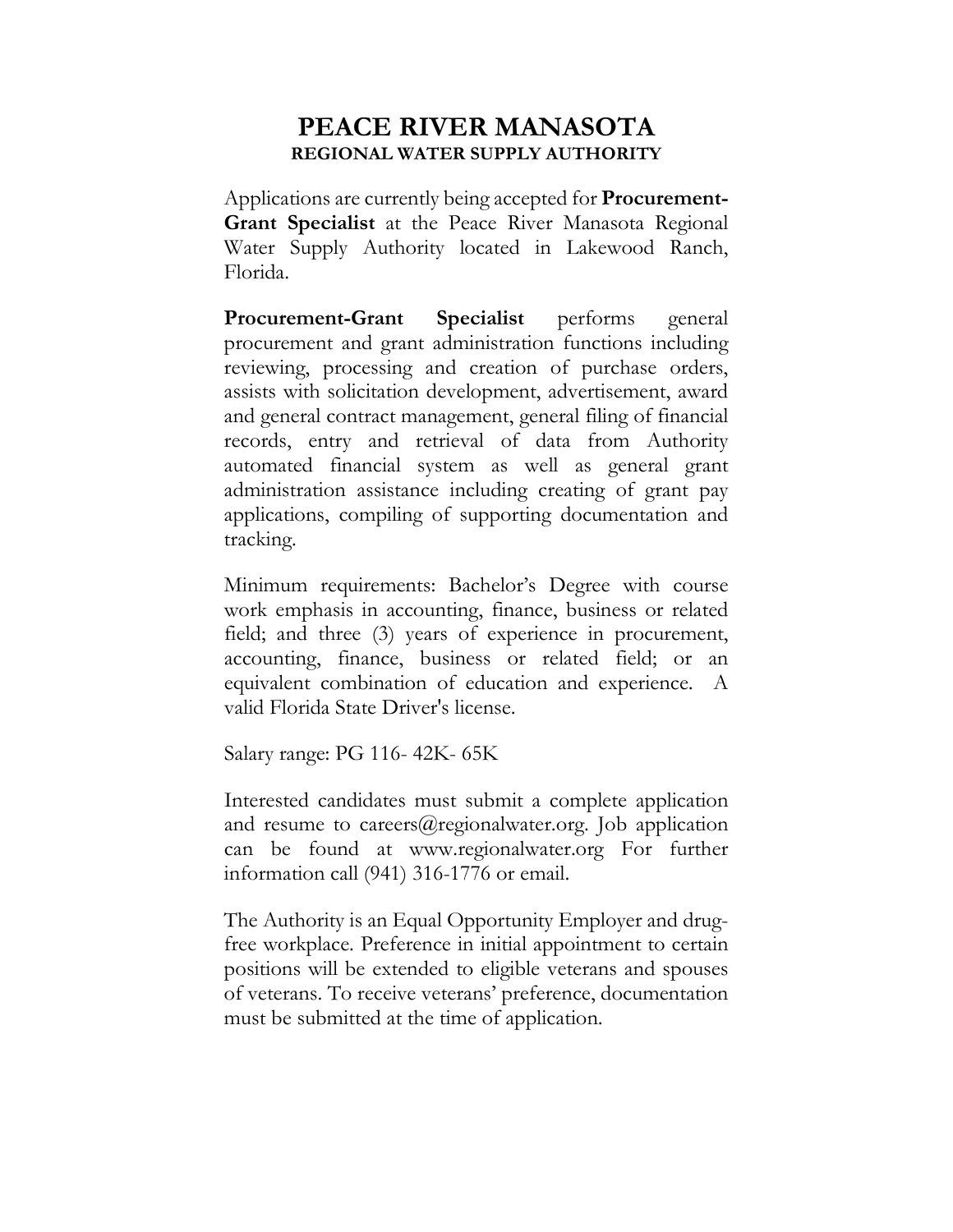# PEACE RIVER MANASOTA

## REGIONAL WATER SUPPLY AUTHORITY

Applications are currently being accepted for **Procurement-Grant Specialist** at the Peace River Manasota Regional Water Supply Authority located in Lakewood Ranch, Florida.

**Procurement-Grant Specialist** performs general procurement and grant administration functions including reviewing, processing and creation of purchase orders, assists with solicitation development, advertisement, award and general contract management, general filing of financial records, entry and retrieval of data from Authority automated financial system as well as general grant administration assistance including creating of grant pay applications, compiling of supporting documentation and tracking.

Minimum requirements: Bachelor's Degree with course work emphasis in accounting, finance, business or related field; and three (3) years of experience in procurement, accounting, finance, business or related field; or an equivalent combination of education and experience. A valid Florida State Driver's license.

Salary range: PG 116- 42K- 65K

Interested candidates must submit a complete application and resume to careers@regionalwater.org. Job application can be found at www.regionalwater.org For further information call (941) 316-1776 or email.

The Authority is an Equal Opportunity Employer and drug-free workplace. Preference in initial appointment to certain positions will be extended to eligible veterans and spouses of veterans. To receive veterans' preference, documentation must be submitted at the time of application.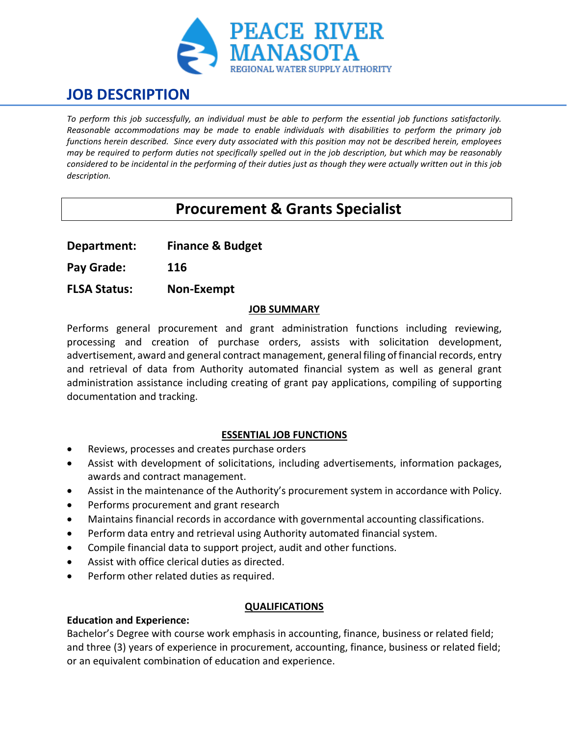PEACE RIVER MANASOTA
REGIONAL WATER SUPPLY AUTHORITY

# JOB DESCRIPTION

*To perform this job successfully, an individual must be able to perform the essential job functions satisfactorily. Reasonable accommodations may be made to enable individuals with disabilities to perform the primary job functions herein described. Since every duty associated with this position may not be described herein, employees may be required to perform duties not specifically spelled out in the job description, but which may be reasonably considered to be incidental in the performing of their duties just as though they were actually written out in this job description.*

## Procurement & Grants Specialist

**Department:** **Finance & Budget**

**Pay Grade:** **116**

**FLSA Status:** **Non-Exempt**

### JOB SUMMARY

Performs general procurement and grant administration functions including reviewing, processing and creation of purchase orders, assists with solicitation development, advertisement, award and general contract management, general filing of financial records, entry and retrieval of data from Authority automated financial system as well as general grant administration assistance including creating of grant pay applications, compiling of supporting documentation and tracking.

### ESSENTIAL JOB FUNCTIONS

- Reviews, processes and creates purchase orders
- Assist with development of solicitations, including advertisements, information packages, awards and contract management.
- Assist in the maintenance of the Authority's procurement system in accordance with Policy.
- Performs procurement and grant research
- Maintains financial records in accordance with governmental accounting classifications.
- Perform data entry and retrieval using Authority automated financial system.
- Compile financial data to support project, audit and other functions.
- Assist with office clerical duties as directed.
- Perform other related duties as required.

### QUALIFICATIONS

**Education and Experience:**

Bachelor's Degree with course work emphasis in accounting, finance, business or related field; and three (3) years of experience in procurement, accounting, finance, business or related field; or an equivalent combination of education and experience.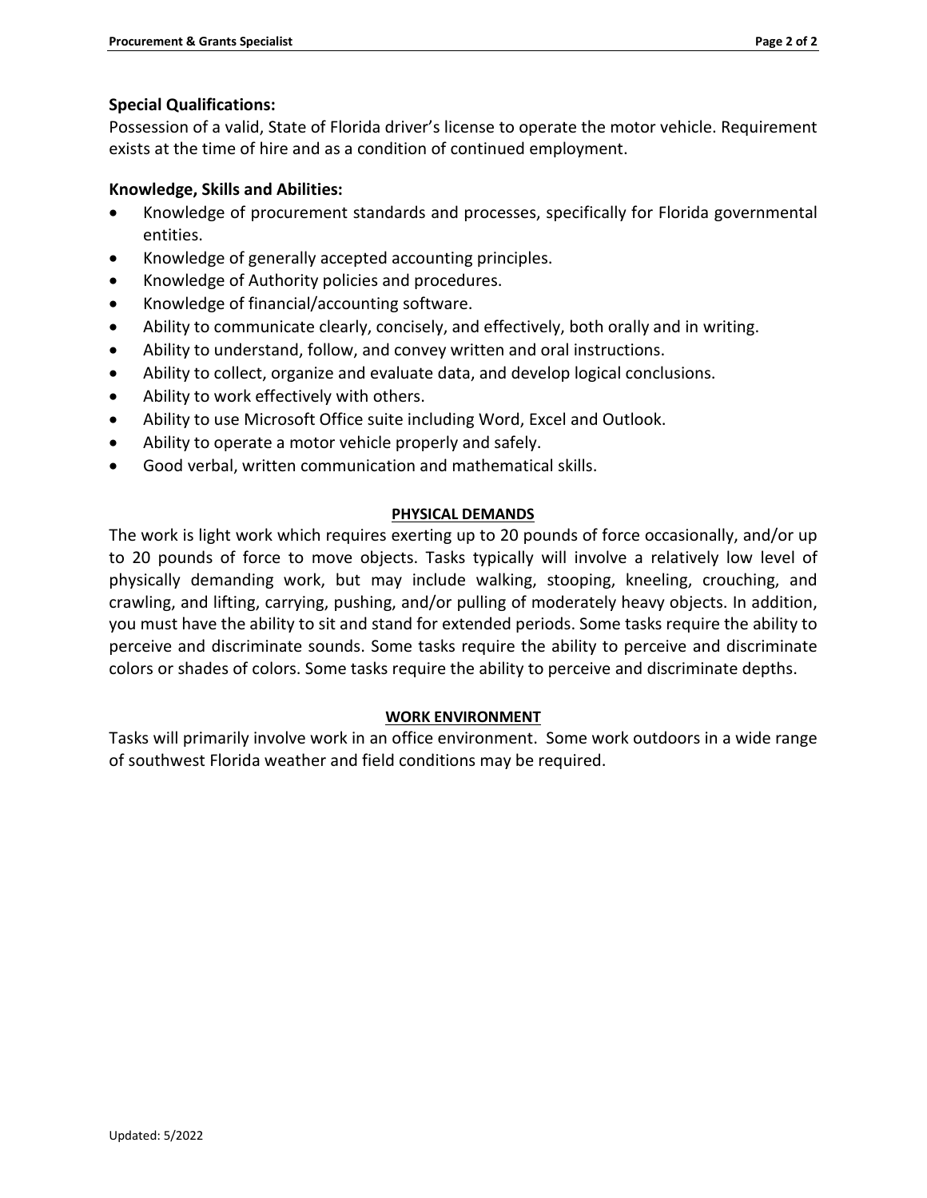**Special Qualifications:**
Possession of a valid, State of Florida driver's license to operate the motor vehicle. Requirement exists at the time of hire and as a condition of continued employment.

**Knowledge, Skills and Abilities:**

- Knowledge of procurement standards and processes, specifically for Florida governmental entities.
- Knowledge of generally accepted accounting principles.
- Knowledge of Authority policies and procedures.
- Knowledge of financial/accounting software.
- Ability to communicate clearly, concisely, and effectively, both orally and in writing.
- Ability to understand, follow, and convey written and oral instructions.
- Ability to collect, organize and evaluate data, and develop logical conclusions.
- Ability to work effectively with others.
- Ability to use Microsoft Office suite including Word, Excel and Outlook.
- Ability to operate a motor vehicle properly and safely.
- Good verbal, written communication and mathematical skills.

## PHYSICAL DEMANDS

The work is light work which requires exerting up to 20 pounds of force occasionally, and/or up to 20 pounds of force to move objects. Tasks typically will involve a relatively low level of physically demanding work, but may include walking, stooping, kneeling, crouching, and crawling, and lifting, carrying, pushing, and/or pulling of moderately heavy objects. In addition, you must have the ability to sit and stand for extended periods. Some tasks require the ability to perceive and discriminate sounds. Some tasks require the ability to perceive and discriminate colors or shades of colors. Some tasks require the ability to perceive and discriminate depths.

## WORK ENVIRONMENT

Tasks will primarily involve work in an office environment. Some work outdoors in a wide range of southwest Florida weather and field conditions may be required.

Updated: 5/2022